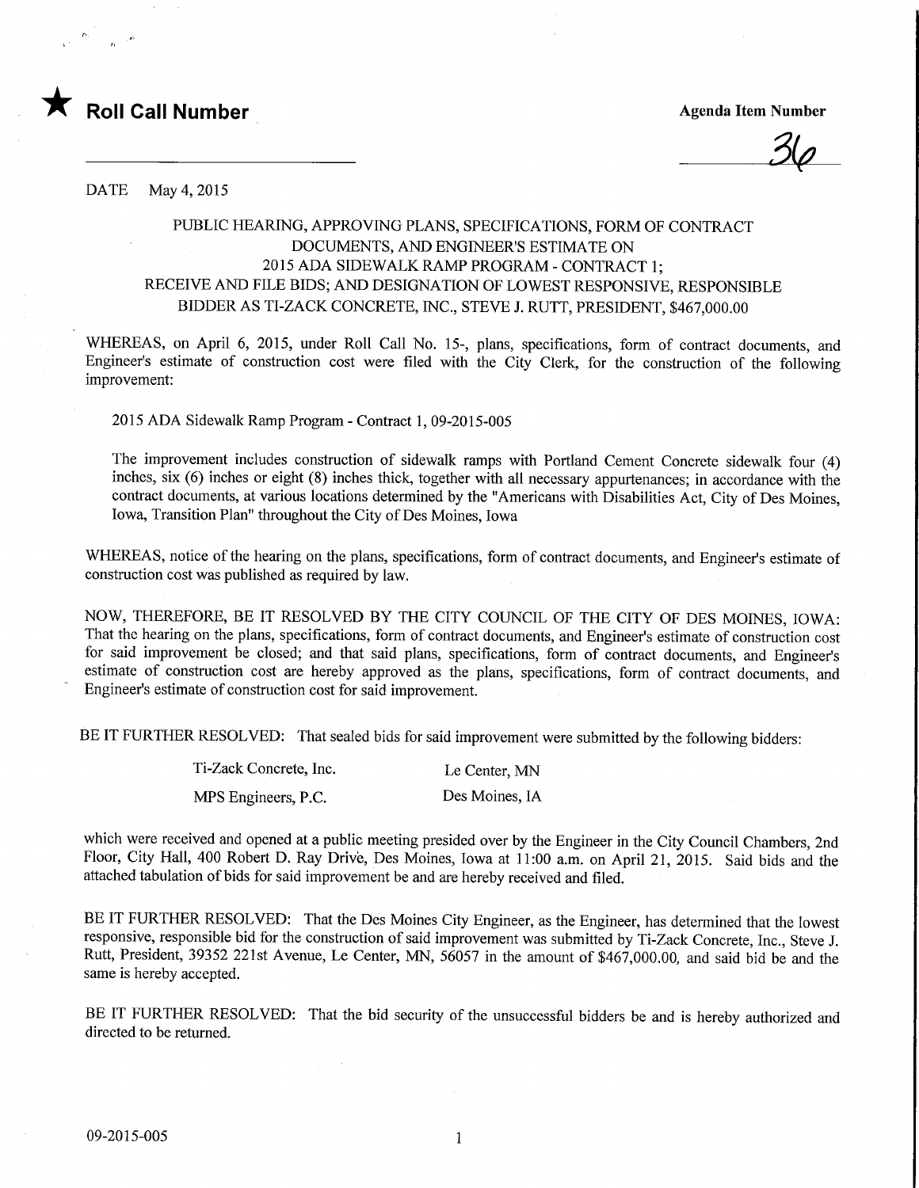★ **Roll Call Number**

**Agenda Item Number**

36

DATE May 4, 2015

PUBLIC HEARING, APPROVING PLANS, SPECIFICATIONS, FORM OF CONTRACT DOCUMENTS, AND ENGINEER'S ESTIMATE ON 2015 ADA SIDEWALK RAMP PROGRAM - CONTRACT 1; RECEIVE AND FILE BIDS; AND DESIGNATION OF LOWEST RESPONSIVE, RESPONSIBLE BIDDER AS TI-ZACK CONCRETE, INC., STEVE J. RUTT, PRESIDENT, $467,000.00

WHEREAS, on April 6, 2015, under Roll Call No. 15-, plans, specifications, form of contract documents, and Engineer's estimate of construction cost were filed with the City Clerk, for the construction of the following improvement:

2015 ADA Sidewalk Ramp Program - Contract 1, 09-2015-005

The improvement includes construction of sidewalk ramps with Portland Cement Concrete sidewalk four (4) inches, six (6) inches or eight (8) inches thick, together with all necessary appurtenances; in accordance with the contract documents, at various locations determined by the "Americans with Disabilities Act, City of Des Moines, Iowa, Transition Plan" throughout the City of Des Moines, Iowa

WHEREAS, notice of the hearing on the plans, specifications, form of contract documents, and Engineer's estimate of construction cost was published as required by law.

NOW, THEREFORE, BE IT RESOLVED BY THE CITY COUNCIL OF THE CITY OF DES MOINES, IOWA: That the hearing on the plans, specifications, form of contract documents, and Engineer's estimate of construction cost for said improvement be closed; and that said plans, specifications, form of contract documents, and Engineer's estimate of construction cost are hereby approved as the plans, specifications, form of contract documents, and Engineer's estimate of construction cost for said improvement.

BE IT FURTHER RESOLVED: That sealed bids for said improvement were submitted by the following bidders:

| | |
|---|---|
| Ti-Zack Concrete, Inc. | Le Center, MN |
| MPS Engineers, P.C. | Des Moines, IA |

which were received and opened at a public meeting presided over by the Engineer in the City Council Chambers, 2nd Floor, City Hall, 400 Robert D. Ray Drive, Des Moines, Iowa at 11:00 a.m. on April 21, 2015. Said bids and the attached tabulation of bids for said improvement be and are hereby received and filed.

BE IT FURTHER RESOLVED: That the Des Moines City Engineer, as the Engineer, has determined that the lowest responsive, responsible bid for the construction of said improvement was submitted by Ti-Zack Concrete, Inc., Steve J. Rutt, President, 39352 221st Avenue, Le Center, MN, 56057 in the amount of $467,000.00, and said bid be and the same is hereby accepted.

BE IT FURTHER RESOLVED: That the bid security of the unsuccessful bidders be and is hereby authorized and directed to be returned.

09-2015-005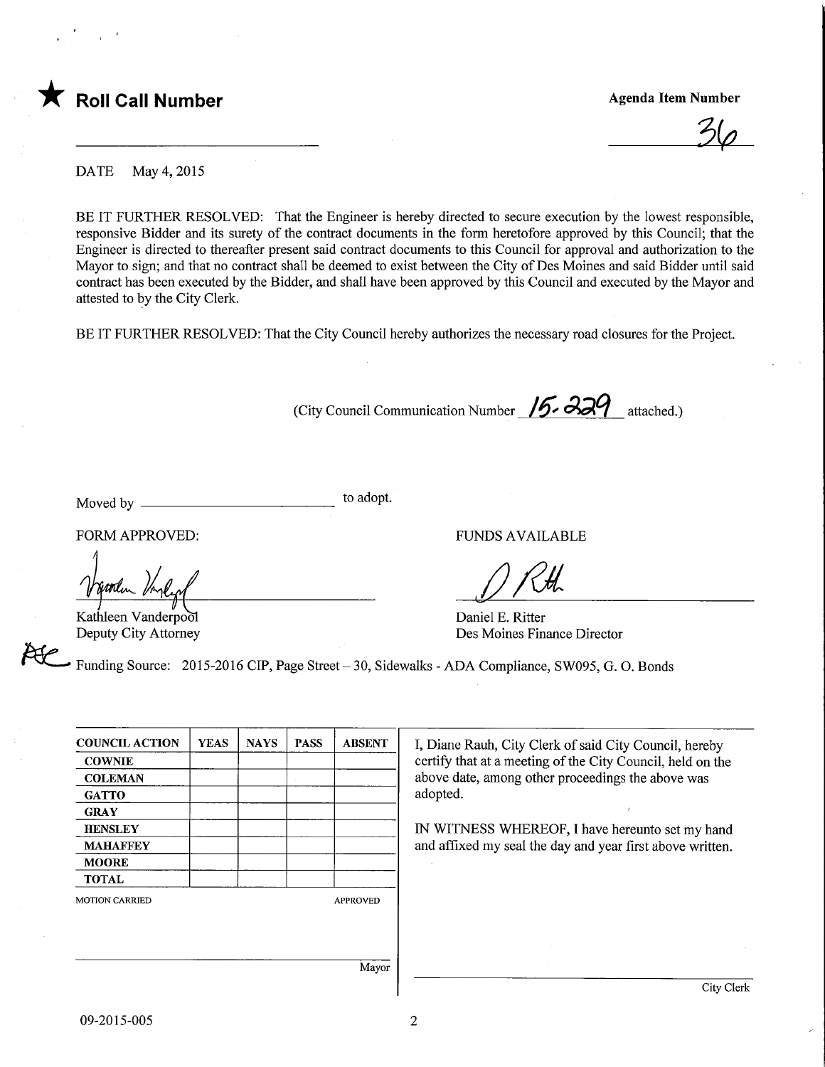★ **Roll Call Number**

**Agenda Item Number**

36

DATE May 4, 2015

BE IT FURTHER RESOLVED: That the Engineer is hereby directed to secure execution by the lowest responsible, responsive Bidder and its surety of the contract documents in the form heretofore approved by this Council; that the Engineer is directed to thereafter present said contract documents to this Council for approval and authorization to the Mayor to sign; and that no contract shall be deemed to exist between the City of Des Moines and said Bidder until said contract has been executed by the Bidder, and shall have been approved by this Council and executed by the Mayor and attested to by the City Clerk.

BE IT FURTHER RESOLVED: That the City Council hereby authorizes the necessary road closures for the Project.

(City Council Communication Number 15-229 attached.)

Moved by ______________________ to adopt.

FORM APPROVED:

Kathleen Vanderpool
Deputy City Attorney

FUNDS AVAILABLE

Daniel E. Ritter
Des Moines Finance Director

Funding Source: 2015-2016 CIP, Page Street – 30, Sidewalks - ADA Compliance, SW095, G. O. Bonds

| COUNCIL ACTION | YEAS | NAYS | PASS | ABSENT |
|---|---|---|---|---|
| COWNIE | | | | |
| COLEMAN | | | | |
| GATTO | | | | |
| GRAY | | | | |
| HENSLEY | | | | |
| MAHAFFEY | | | | |
| MOORE | | | | |
| TOTAL | | | | |

MOTION CARRIED APPROVED

Mayor

I, Diane Rauh, City Clerk of said City Council, hereby certify that at a meeting of the City Council, held on the above date, among other proceedings the above was adopted.

IN WITNESS WHEREOF, I have hereunto set my hand and affixed my seal the day and year first above written.

City Clerk

09-2015-005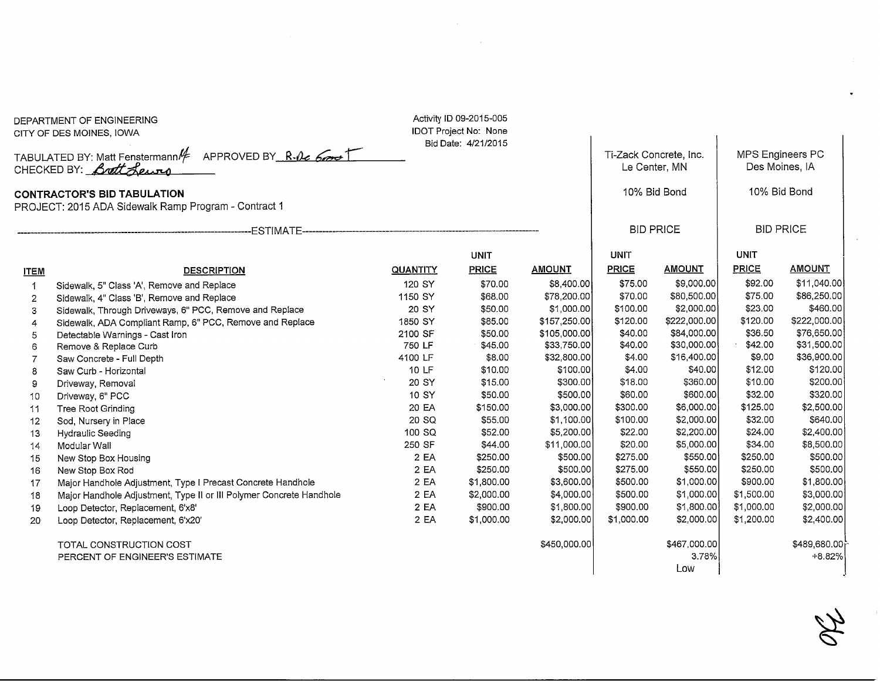DEPARTMENT OF ENGINEERING
CITY OF DES MOINES, IOWA

Activity ID 09-2015-005
IDOT Project No: None
Bid Date: 4/21/2015

TABULATED BY: Matt Fenstermann MF APPROVED BY R. De Groot
CHECKED BY: Brett Lewis

**CONTRACTOR'S BID TABULATION**
PROJECT: 2015 ADA Sidewalk Ramp Program - Contract 1

| | | | | | Ti-Zack Concrete, Inc. Le Center, MN | | MPS Engineers PC Des Moines, IA | |
|---|---|---|---|---|---|---|---|---|
| | | | | | 10% Bid Bond | | 10% Bid Bond | |
| | ESTIMATE | | | | BID PRICE | | BID PRICE | |
| **ITEM** | **DESCRIPTION** | **QUANTITY** | **UNIT PRICE** | **AMOUNT** | **UNIT PRICE** | **AMOUNT** | **UNIT PRICE** | **AMOUNT** |
| 1 | Sidewalk, 5" Class 'A', Remove and Replace | 120 SY | $70.00 | $8,400.00 | $75.00 | $9,000.00 | $92.00 | $11,040.00 |
| 2 | Sidewalk, 4" Class 'B', Remove and Replace | 1150 SY | $68.00 | $78,200.00 | $70.00 | $80,500.00 | $75.00 | $86,250.00 |
| 3 | Sidewalk, Through Driveways, 6" PCC, Remove and Replace | 20 SY | $50.00 | $1,000.00 | $100.00 | $2,000.00 | $23.00 | $460.00 |
| 4 | Sidewalk, ADA Compliant Ramp, 6" PCC, Remove and Replace | 1850 SY | $85.00 | $157,250.00 | $120.00 | $222,000.00 | $120.00 | $222,000.00 |
| 5 | Detectable Warnings - Cast Iron | 2100 SF | $50.00 | $105,000.00 | $40.00 | $84,000.00 | $36.50 | $76,650.00 |
| 6 | Remove & Replace Curb | 750 LF | $45.00 | $33,750.00 | $40.00 | $30,000.00 | $42.00 | $31,500.00 |
| 7 | Saw Concrete - Full Depth | 4100 LF | $8.00 | $32,800.00 | $4.00 | $16,400.00 | $9.00 | $36,900.00 |
| 8 | Saw Curb - Horizontal | 10 LF | $10.00 | $100.00 | $4.00 | $40.00 | $12.00 | $120.00 |
| 9 | Driveway, Removal | 20 SY | $15.00 | $300.00 | $18.00 | $360.00 | $10.00 | $200.00 |
| 10 | Driveway, 6" PCC | 10 SY | $50.00 | $500.00 | $60.00 | $600.00 | $32.00 | $320.00 |
| 11 | Tree Root Grinding | 20 EA | $150.00 | $3,000.00 | $300.00 | $6,000.00 | $125.00 | $2,500.00 |
| 12 | Sod, Nursery in Place | 20 SQ | $55.00 | $1,100.00 | $100.00 | $2,000.00 | $32.00 | $640.00 |
| 13 | Hydraulic Seeding | 100 SQ | $52.00 | $5,200.00 | $22.00 | $2,200.00 | $24.00 | $2,400.00 |
| 14 | Modular Wall | 250 SF | $44.00 | $11,000.00 | $20.00 | $5,000.00 | $34.00 | $8,500.00 |
| 15 | New Stop Box Housing | 2 EA | $250.00 | $500.00 | $275.00 | $550.00 | $250.00 | $500.00 |
| 16 | New Stop Box Rod | 2 EA | $250.00 | $500.00 | $275.00 | $550.00 | $250.00 | $500.00 |
| 17 | Major Handhole Adjustment, Type I Precast Concrete Handhole | 2 EA | $1,800.00 | $3,600.00 | $500.00 | $1,000.00 | $900.00 | $1,800.00 |
| 18 | Major Handhole Adjustment, Type II or III Polymer Concrete Handhole | 2 EA | $2,000.00 | $4,000.00 | $500.00 | $1,000.00 | $1,500.00 | $3,000.00 |
| 19 | Loop Detector, Replacement, 6'x8' | 2 EA | $900.00 | $1,800.00 | $900.00 | $1,800.00 | $1,000.00 | $2,000.00 |
| 20 | Loop Detector, Replacement, 6'x20' | 2 EA | $1,000.00 | $2,000.00 | $1,000.00 | $2,000.00 | $1,200.00 | $2,400.00 |
| | TOTAL CONSTRUCTION COST | | | $450,000.00 | | $467,000.00 | | $489,680.00 |
| | PERCENT OF ENGINEER'S ESTIMATE | | | | | 3.78% | | +8.82% |
| | | | | | | Low | | |